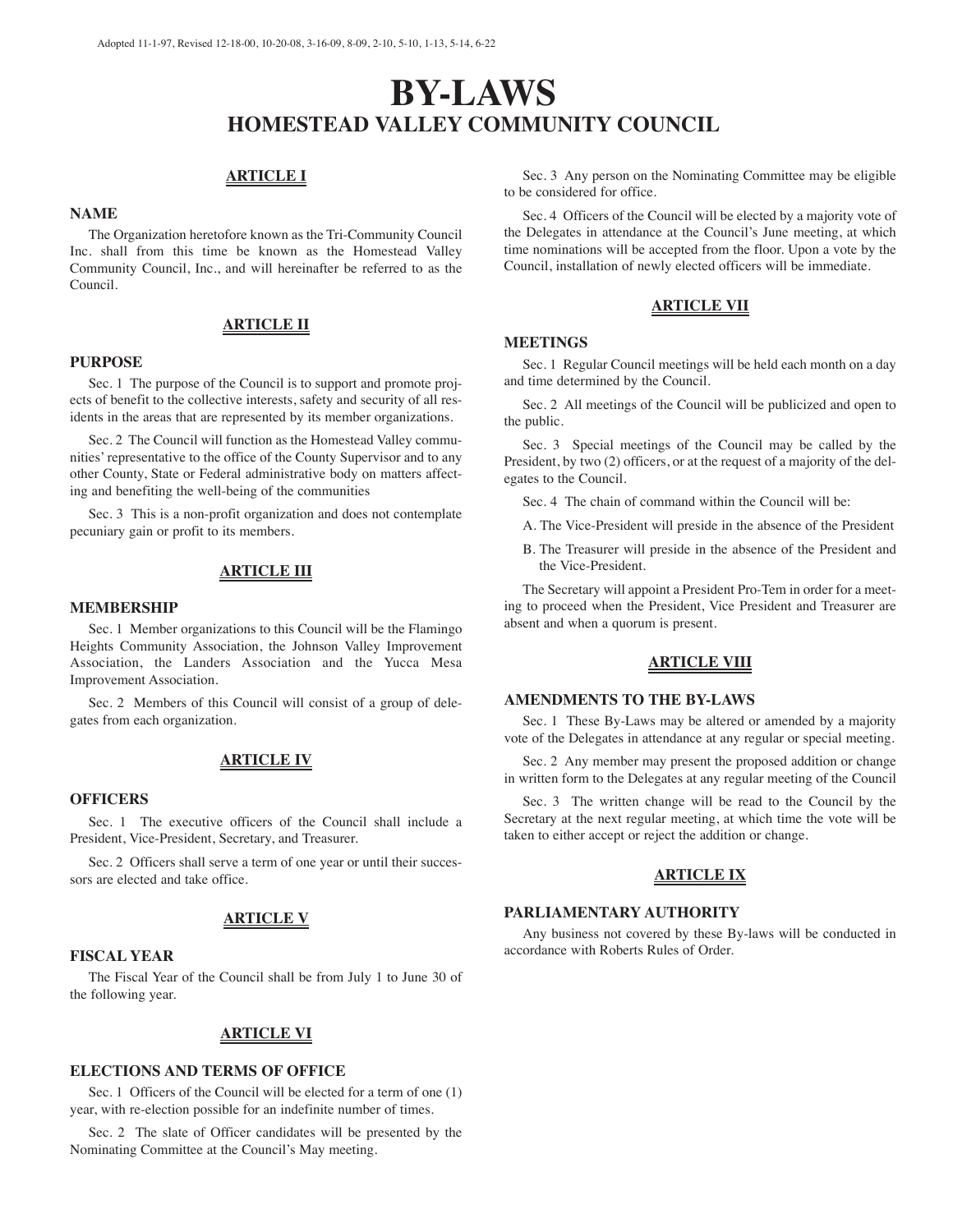Adopted 11-1-97, Revised 12-18-00, 10-20-08, 3-16-09, 8-09, 2-10, 5-10, 1-13, 5-14, 6-22

# BY-LAWS
## HOMESTEAD VALLEY COMMUNITY COUNCIL

### ARTICLE I

#### NAME

The Organization heretofore known as the Tri-Community Council Inc. shall from this time be known as the Homestead Valley Community Council, Inc., and will hereinafter be referred to as the Council.

### ARTICLE II

#### PURPOSE

Sec. 1 The purpose of the Council is to support and promote projects of benefit to the collective interests, safety and security of all residents in the areas that are represented by its member organizations.

Sec. 2 The Council will function as the Homestead Valley communities' representative to the office of the County Supervisor and to any other County, State or Federal administrative body on matters affecting and benefiting the well-being of the communities

Sec. 3 This is a non-profit organization and does not contemplate pecuniary gain or profit to its members.

### ARTICLE III

#### MEMBERSHIP

Sec. 1 Member organizations to this Council will be the Flamingo Heights Community Association, the Johnson Valley Improvement Association, the Landers Association and the Yucca Mesa Improvement Association.

Sec. 2 Members of this Council will consist of a group of delegates from each organization.

### ARTICLE IV

#### OFFICERS

Sec. 1 The executive officers of the Council shall include a President, Vice-President, Secretary, and Treasurer.

Sec. 2 Officers shall serve a term of one year or until their successors are elected and take office.

### ARTICLE V

#### FISCAL YEAR

The Fiscal Year of the Council shall be from July 1 to June 30 of the following year.

### ARTICLE VI

#### ELECTIONS AND TERMS OF OFFICE

Sec. 1 Officers of the Council will be elected for a term of one (1) year, with re-election possible for an indefinite number of times.

Sec. 2 The slate of Officer candidates will be presented by the Nominating Committee at the Council's May meeting.

Sec. 3 Any person on the Nominating Committee may be eligible to be considered for office.

Sec. 4 Officers of the Council will be elected by a majority vote of the Delegates in attendance at the Council's June meeting, at which time nominations will be accepted from the floor. Upon a vote by the Council, installation of newly elected officers will be immediate.

### ARTICLE VII

#### MEETINGS

Sec. 1 Regular Council meetings will be held each month on a day and time determined by the Council.

Sec. 2 All meetings of the Council will be publicized and open to the public.

Sec. 3 Special meetings of the Council may be called by the President, by two (2) officers, or at the request of a majority of the delegates to the Council.

Sec. 4 The chain of command within the Council will be:

A. The Vice-President will preside in the absence of the President

B. The Treasurer will preside in the absence of the President and the Vice-President.

The Secretary will appoint a President Pro-Tem in order for a meeting to proceed when the President, Vice President and Treasurer are absent and when a quorum is present.

### ARTICLE VIII

#### AMENDMENTS TO THE BY-LAWS

Sec. 1 These By-Laws may be altered or amended by a majority vote of the Delegates in attendance at any regular or special meeting.

Sec. 2 Any member may present the proposed addition or change in written form to the Delegates at any regular meeting of the Council

Sec. 3 The written change will be read to the Council by the Secretary at the next regular meeting, at which time the vote will be taken to either accept or reject the addition or change.

### ARTICLE IX

#### PARLIAMENTARY AUTHORITY

Any business not covered by these By-laws will be conducted in accordance with Roberts Rules of Order.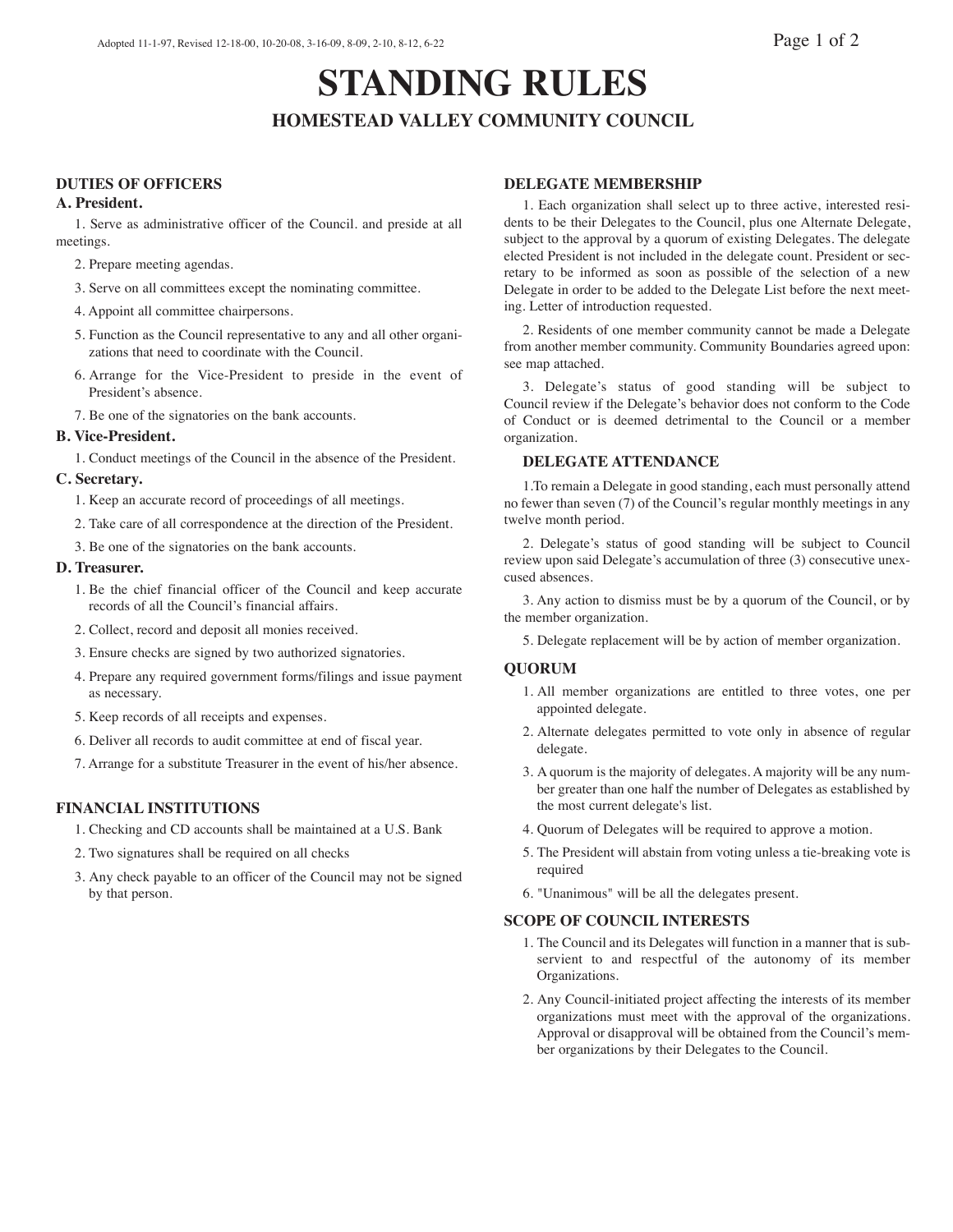Adopted 11-1-97, Revised 12-18-00, 10-20-08, 3-16-09, 8-09, 2-10, 8-12, 6-22

# STANDING RULES

## HOMESTEAD VALLEY COMMUNITY COUNCIL

### DUTIES OF OFFICERS

#### A. President.

1. Serve as administrative officer of the Council. and preside at all meetings.
2. Prepare meeting agendas.
3. Serve on all committees except the nominating committee.
4. Appoint all committee chairpersons.
5. Function as the Council representative to any and all other organizations that need to coordinate with the Council.
6. Arrange for the Vice-President to preside in the event of President's absence.
7. Be one of the signatories on the bank accounts.

#### B. Vice-President.

1. Conduct meetings of the Council in the absence of the President.

#### C. Secretary.

1. Keep an accurate record of proceedings of all meetings.
2. Take care of all correspondence at the direction of the President.
3. Be one of the signatories on the bank accounts.

#### D. Treasurer.

1. Be the chief financial officer of the Council and keep accurate records of all the Council's financial affairs.
2. Collect, record and deposit all monies received.
3. Ensure checks are signed by two authorized signatories.
4. Prepare any required government forms/filings and issue payment as necessary.
5. Keep records of all receipts and expenses.
6. Deliver all records to audit committee at end of fiscal year.
7. Arrange for a substitute Treasurer in the event of his/her absence.

### FINANCIAL INSTITUTIONS

1. Checking and CD accounts shall be maintained at a U.S. Bank
2. Two signatures shall be required on all checks
3. Any check payable to an officer of the Council may not be signed by that person.

### DELEGATE MEMBERSHIP

1. Each organization shall select up to three active, interested residents to be their Delegates to the Council, plus one Alternate Delegate, subject to the approval by a quorum of existing Delegates. The delegate elected President is not included in the delegate count. President or secretary to be informed as soon as possible of the selection of a new Delegate in order to be added to the Delegate List before the next meeting. Letter of introduction requested.

2. Residents of one member community cannot be made a Delegate from another member community. Community Boundaries agreed upon: see map attached.

3. Delegate's status of good standing will be subject to Council review if the Delegate's behavior does not conform to the Code of Conduct or is deemed detrimental to the Council or a member organization.

### DELEGATE ATTENDANCE

1.To remain a Delegate in good standing, each must personally attend no fewer than seven (7) of the Council's regular monthly meetings in any twelve month period.

2. Delegate's status of good standing will be subject to Council review upon said Delegate's accumulation of three (3) consecutive unexcused absences.

3. Any action to dismiss must be by a quorum of the Council, or by the member organization.

5. Delegate replacement will be by action of member organization.

### QUORUM

1. All member organizations are entitled to three votes, one per appointed delegate.
2. Alternate delegates permitted to vote only in absence of regular delegate.
3. A quorum is the majority of delegates. A majority will be any number greater than one half the number of Delegates as established by the most current delegate's list.
4. Quorum of Delegates will be required to approve a motion.
5. The President will abstain from voting unless a tie-breaking vote is required
6. "Unanimous" will be all the delegates present.

### SCOPE OF COUNCIL INTERESTS

1. The Council and its Delegates will function in a manner that is subservient to and respectful of the autonomy of its member Organizations.
2. Any Council-initiated project affecting the interests of its member organizations must meet with the approval of the organizations. Approval or disapproval will be obtained from the Council's member organizations by their Delegates to the Council.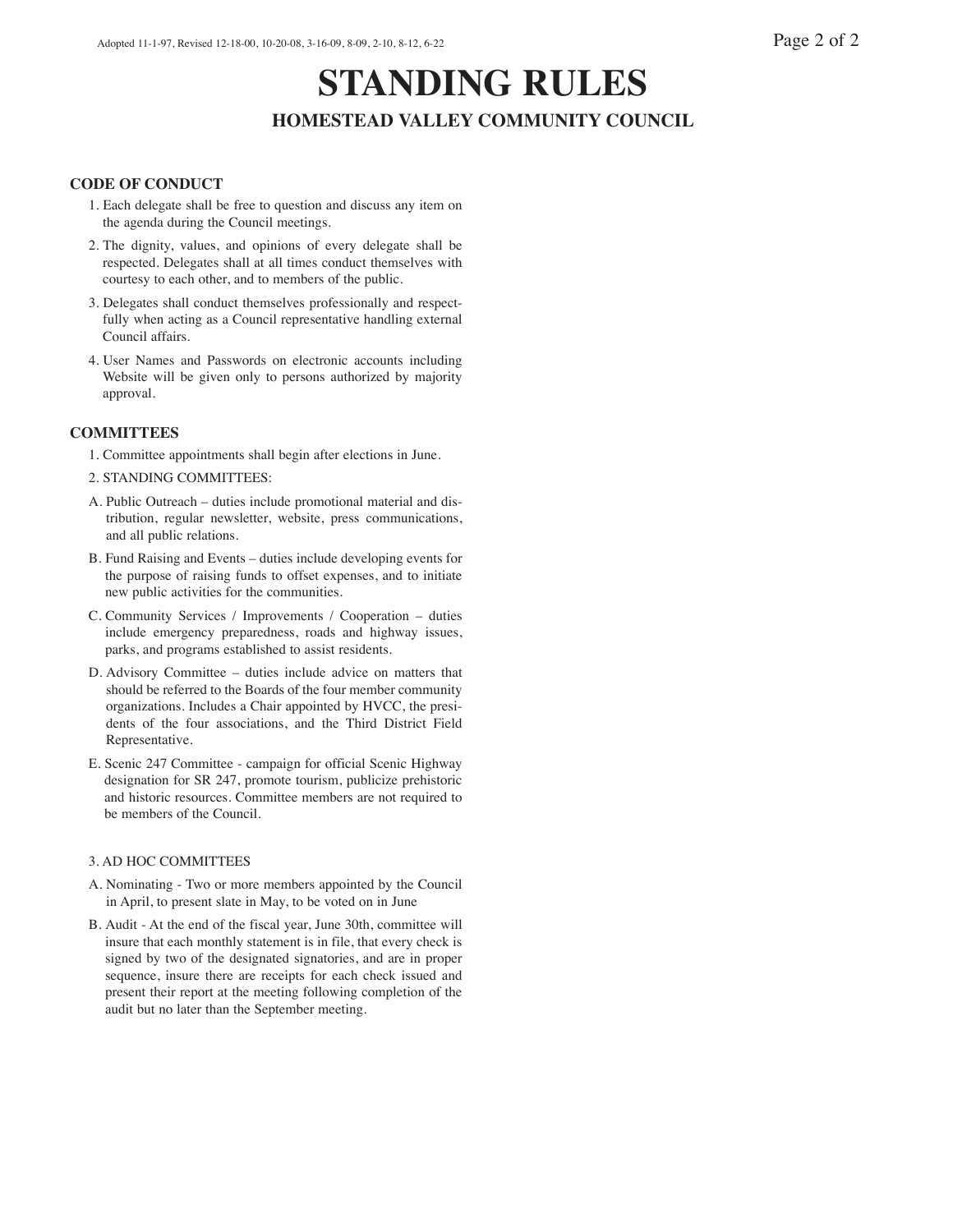# STANDING RULES

## HOMESTEAD VALLEY COMMUNITY COUNCIL

### CODE OF CONDUCT

1. Each delegate shall be free to question and discuss any item on the agenda during the Council meetings.
2. The dignity, values, and opinions of every delegate shall be respected. Delegates shall at all times conduct themselves with courtesy to each other, and to members of the public.
3. Delegates shall conduct themselves professionally and respectfully when acting as a Council representative handling external Council affairs.
4. User Names and Passwords on electronic accounts including Website will be given only to persons authorized by majority approval.

### COMMITTEES

1. Committee appointments shall begin after elections in June.
2. STANDING COMMITTEES:

A. Public Outreach – duties include promotional material and distribution, regular newsletter, website, press communications, and all public relations.

B. Fund Raising and Events – duties include developing events for the purpose of raising funds to offset expenses, and to initiate new public activities for the communities.

C. Community Services / Improvements / Cooperation – duties include emergency preparedness, roads and highway issues, parks, and programs established to assist residents.

D. Advisory Committee – duties include advice on matters that should be referred to the Boards of the four member community organizations. Includes a Chair appointed by HVCC, the presidents of the four associations, and the Third District Field Representative.

E. Scenic 247 Committee - campaign for official Scenic Highway designation for SR 247, promote tourism, publicize prehistoric and historic resources. Committee members are not required to be members of the Council.

3. AD HOC COMMITTEES

A. Nominating - Two or more members appointed by the Council in April, to present slate in May, to be voted on in June

B. Audit - At the end of the fiscal year, June 30th, committee will insure that each monthly statement is in file, that every check is signed by two of the designated signatories, and are in proper sequence, insure there are receipts for each check issued and present their report at the meeting following completion of the audit but no later than the September meeting.